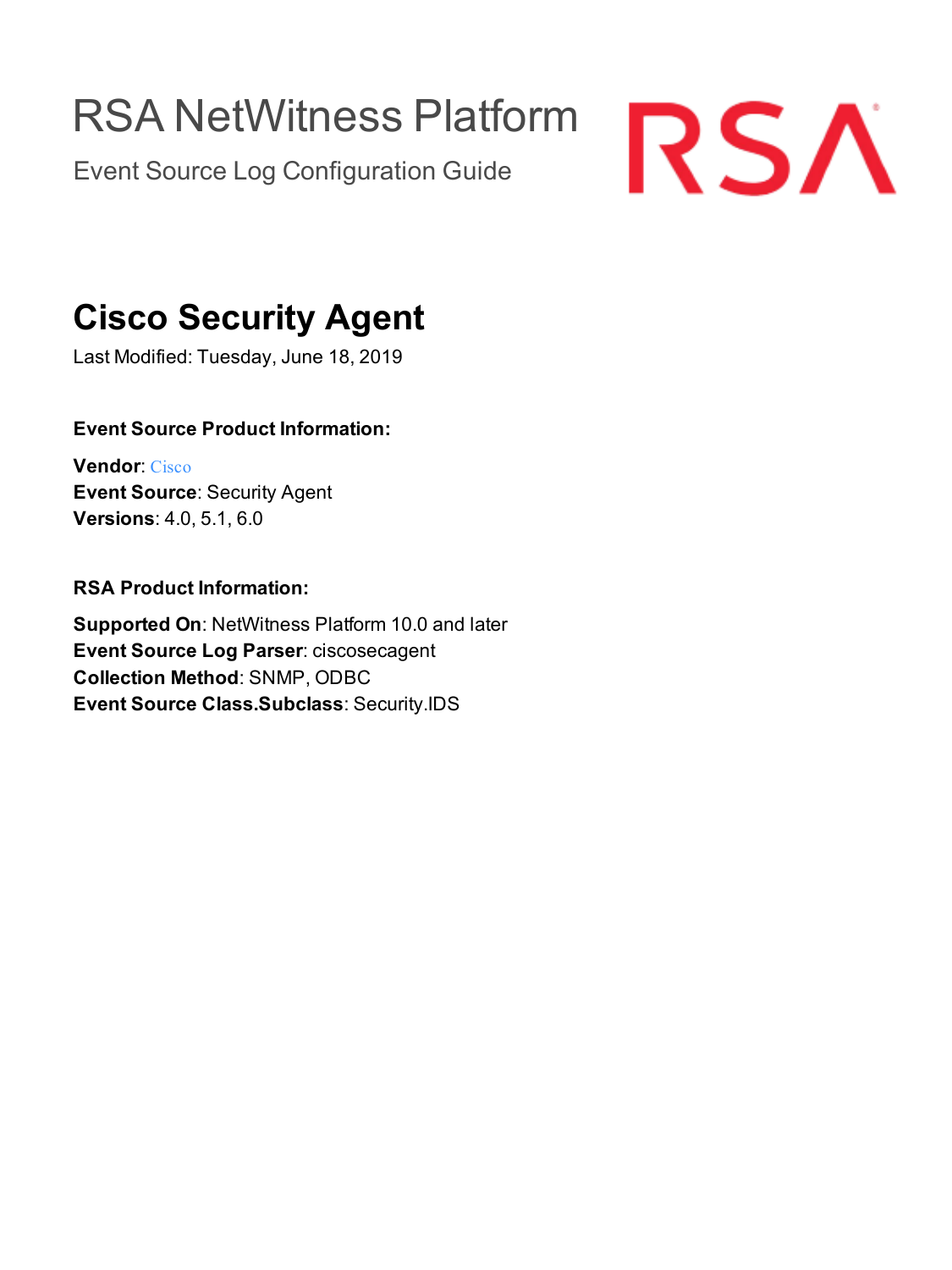# RSA NetWitness Platform

Event Source Log Configuration Guide

RSA

## Cisco Security Agent

Last Modified: Tuesday, June 18, 2019

### Event Source Product Information:

**Vendor**: Cisco
**Event Source**: Security Agent
**Versions**: 4.0, 5.1, 6.0

### RSA Product Information:

**Supported On**: NetWitness Platform 10.0 and later
**Event Source Log Parser**: ciscosecagent
**Collection Method**: SNMP, ODBC
**Event Source Class.Subclass**: Security.IDS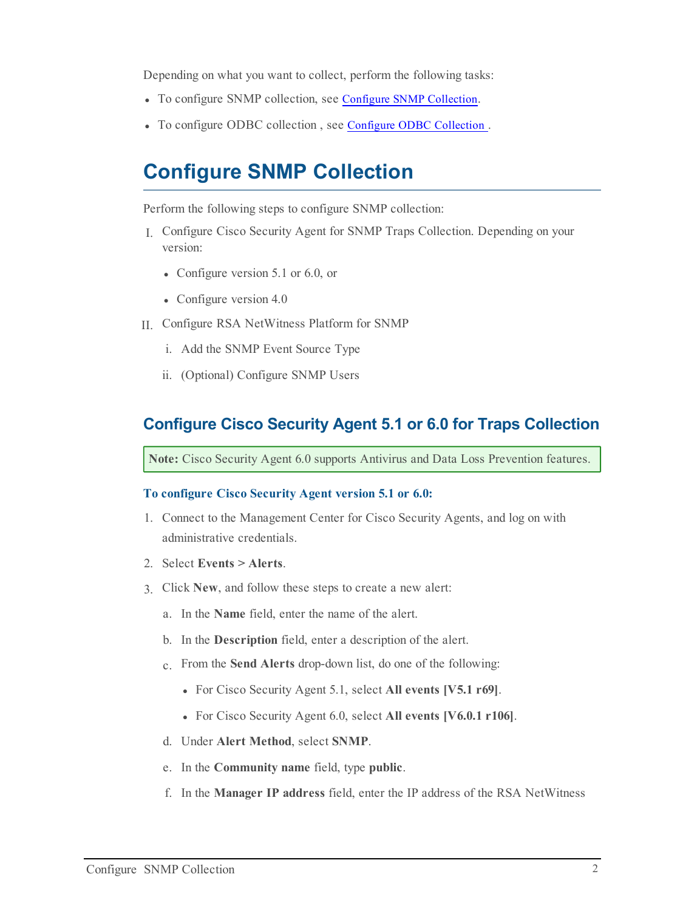Depending on what you want to collect, perform the following tasks:

- To configure SNMP collection, see Configure SNMP Collection.
- To configure ODBC collection , see Configure ODBC Collection .

# Configure SNMP Collection

Perform the following steps to configure SNMP collection:

I. Configure Cisco Security Agent for SNMP Traps Collection. Depending on your version:
   - Configure version 5.1 or 6.0, or
   - Configure version 4.0

II. Configure RSA NetWitness Platform for SNMP
   i. Add the SNMP Event Source Type
   ii. (Optional) Configure SNMP Users

## Configure Cisco Security Agent 5.1 or 6.0 for Traps Collection

> **Note:** Cisco Security Agent 6.0 supports Antivirus and Data Loss Prevention features.

**To configure Cisco Security Agent version 5.1 or 6.0:**

1. Connect to the Management Center for Cisco Security Agents, and log on with administrative credentials.
2. Select **Events > Alerts**.
3. Click **New**, and follow these steps to create a new alert:
   a. In the **Name** field, enter the name of the alert.
   b. In the **Description** field, enter a description of the alert.
   c. From the **Send Alerts** drop-down list, do one of the following:
      - For Cisco Security Agent 5.1, select **All events [V5.1 r69]**.
      - For Cisco Security Agent 6.0, select **All events [V6.0.1 r106]**.
   d. Under **Alert Method**, select **SNMP**.
   e. In the **Community name** field, type **public**.
   f. In the **Manager IP address** field, enter the IP address of the RSA NetWitness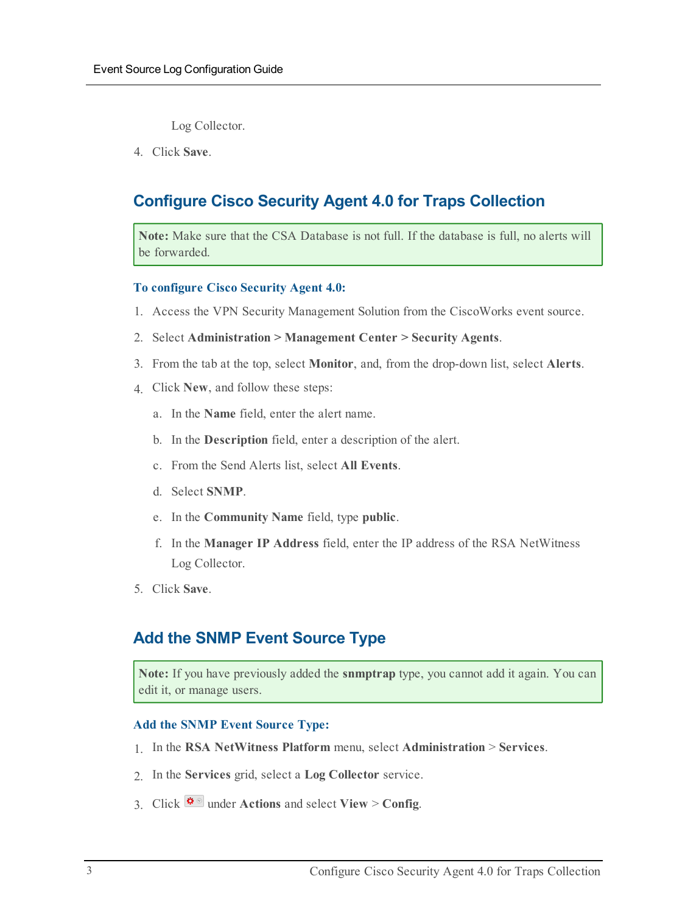Log Collector.

4. Click **Save**.

## Configure Cisco Security Agent 4.0 for Traps Collection

> **Note:** Make sure that the CSA Database is not full. If the database is full, no alerts will be forwarded.

#### To configure Cisco Security Agent 4.0:

1. Access the VPN Security Management Solution from the CiscoWorks event source.
2. Select **Administration > Management Center > Security Agents**.
3. From the tab at the top, select **Monitor**, and, from the drop-down list, select **Alerts**.
4. Click **New**, and follow these steps:
   a. In the **Name** field, enter the alert name.
   b. In the **Description** field, enter a description of the alert.
   c. From the Send Alerts list, select **All Events**.
   d. Select **SNMP**.
   e. In the **Community Name** field, type **public**.
   f. In the **Manager IP Address** field, enter the IP address of the RSA NetWitness Log Collector.
5. Click **Save**.

## Add the SNMP Event Source Type

> **Note:** If you have previously added the **snmptrap** type, you cannot add it again. You can edit it, or manage users.

#### Add the SNMP Event Source Type:

1. In the **RSA NetWitness Platform** menu, select **Administration** > **Services**.
2. In the **Services** grid, select a **Log Collector** service.
3. Click under **Actions** and select **View** > **Config**.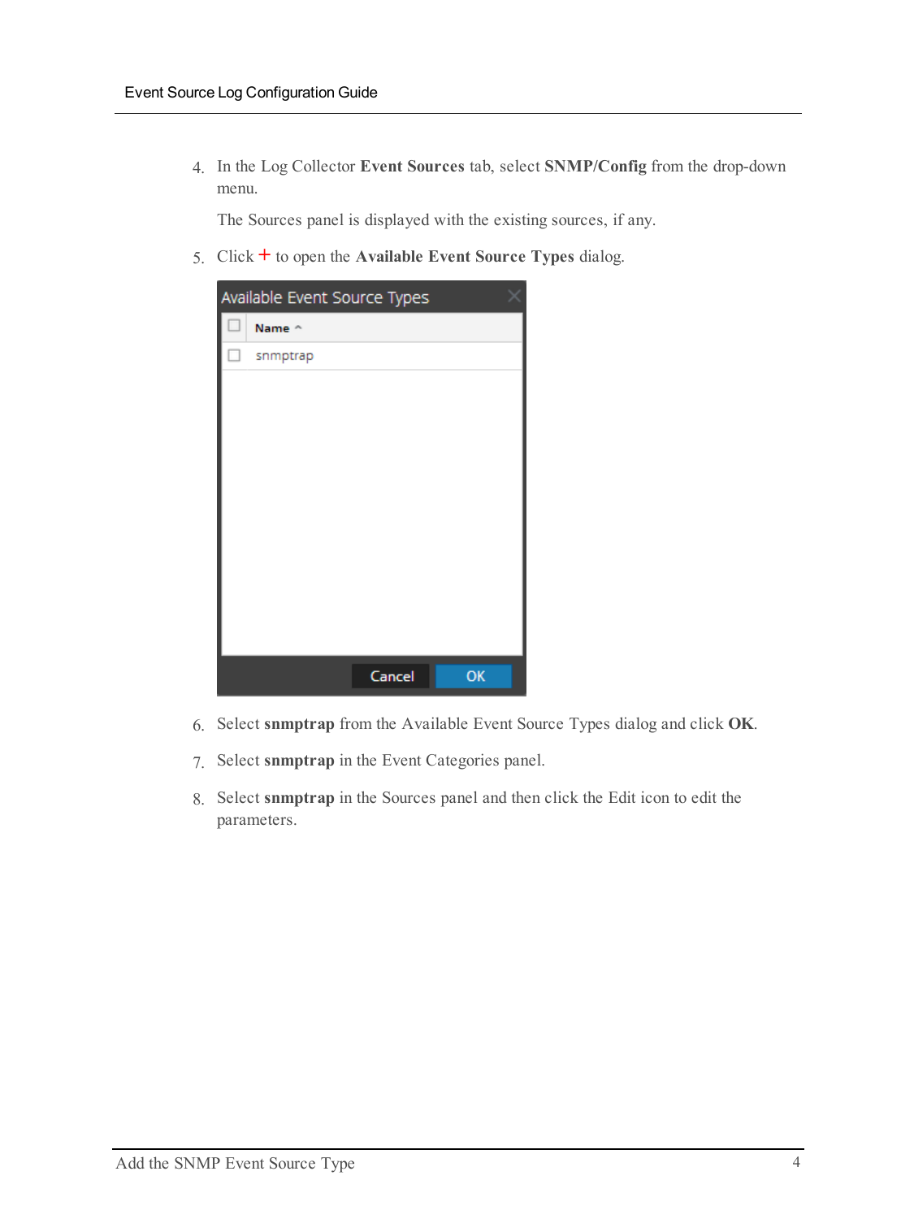4. In the Log Collector **Event Sources** tab, select **SNMP/Config** from the drop-down menu.

   The Sources panel is displayed with the existing sources, if any.

5. Click + to open the **Available Event Source Types** dialog.

6. Select **snmptrap** from the Available Event Source Types dialog and click **OK**.

7. Select **snmptrap** in the Event Categories panel.

8. Select **snmptrap** in the Sources panel and then click the Edit icon to edit the parameters.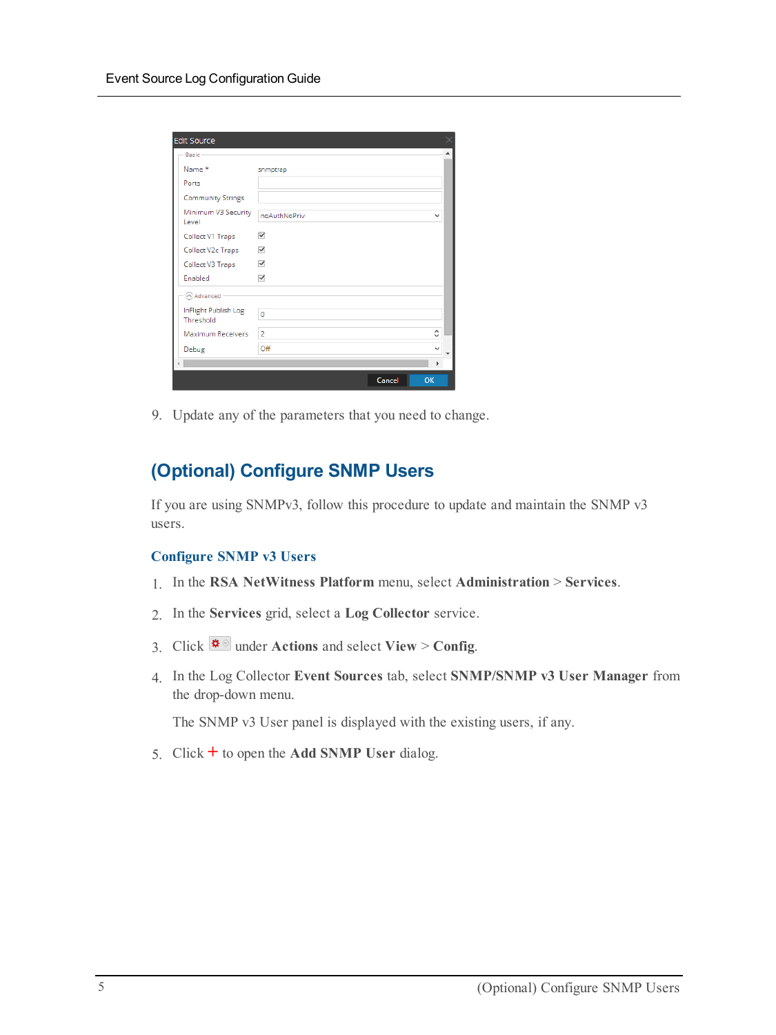9. Update any of the parameters that you need to change.

## (Optional) Configure SNMP Users

If you are using SNMPv3, follow this procedure to update and maintain the SNMP v3 users.

### Configure SNMP v3 Users

1. In the **RSA NetWitness Platform** menu, select **Administration** > **Services**.
2. In the **Services** grid, select a **Log Collector** service.
3. Click under **Actions** and select **View** > **Config**.
4. In the Log Collector **Event Sources** tab, select **SNMP/SNMP v3 User Manager** from the drop-down menu.

   The SNMP v3 User panel is displayed with the existing users, if any.
5. Click + to open the **Add SNMP User** dialog.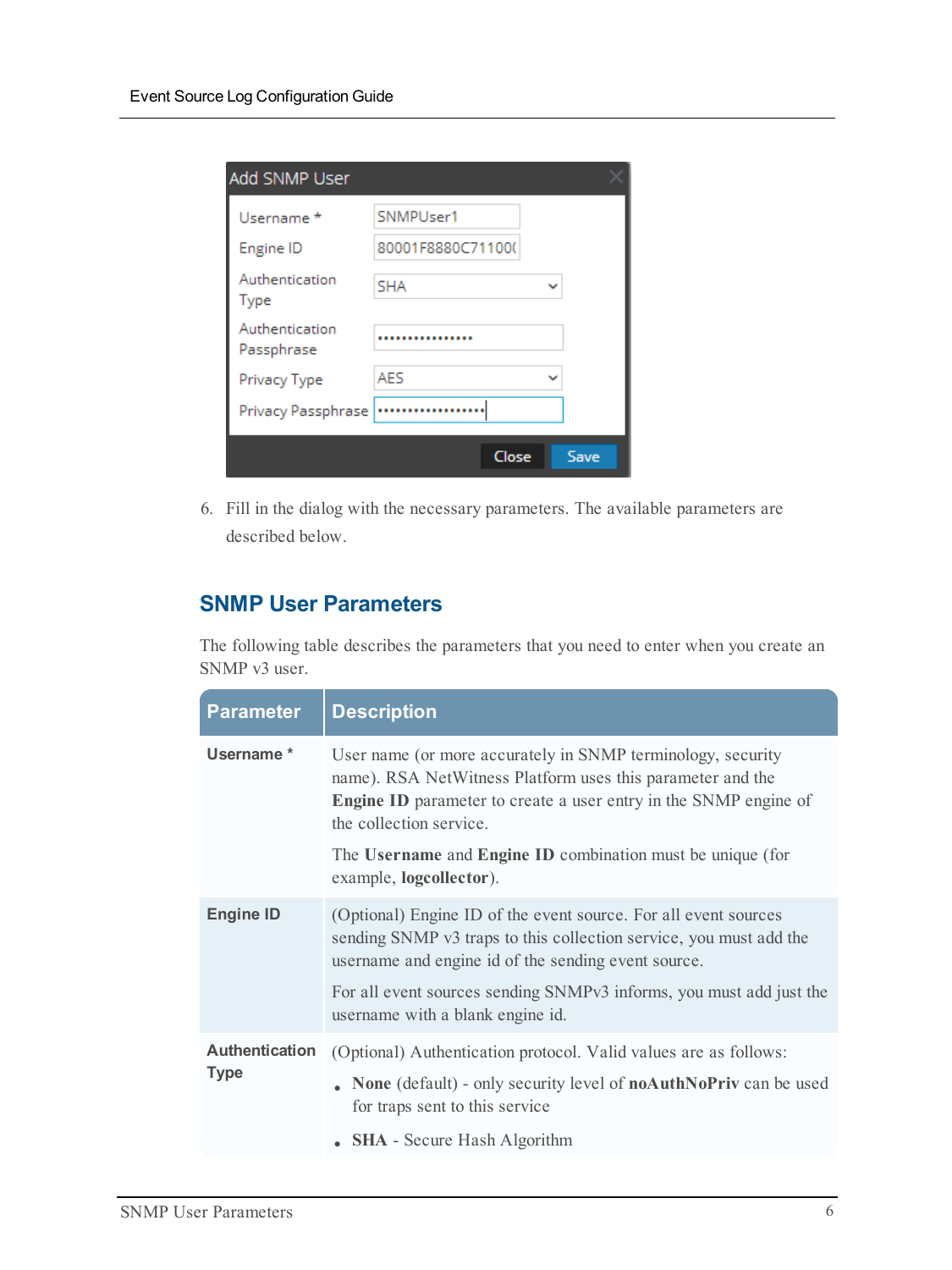6. Fill in the dialog with the necessary parameters. The available parameters are described below.

## SNMP User Parameters

The following table describes the parameters that you need to enter when you create an SNMP v3 user.

| Parameter | Description |
|---|---|
| **Username *** | User name (or more accurately in SNMP terminology, security name). RSA NetWitness Platform uses this parameter and the **Engine ID** parameter to create a user entry in the SNMP engine of the collection service.<br><br>The **Username** and **Engine ID** combination must be unique (for example, **logcollector**). |
| **Engine ID** | (Optional) Engine ID of the event source. For all event sources sending SNMP v3 traps to this collection service, you must add the username and engine id of the sending event source.<br><br>For all event sources sending SNMPv3 informs, you must add just the username with a blank engine id. |
| **Authentication Type** | (Optional) Authentication protocol. Valid values are as follows:<br><br>• **None** (default) - only security level of **noAuthNoPriv** can be used for traps sent to this service<br><br>• **SHA** - Secure Hash Algorithm |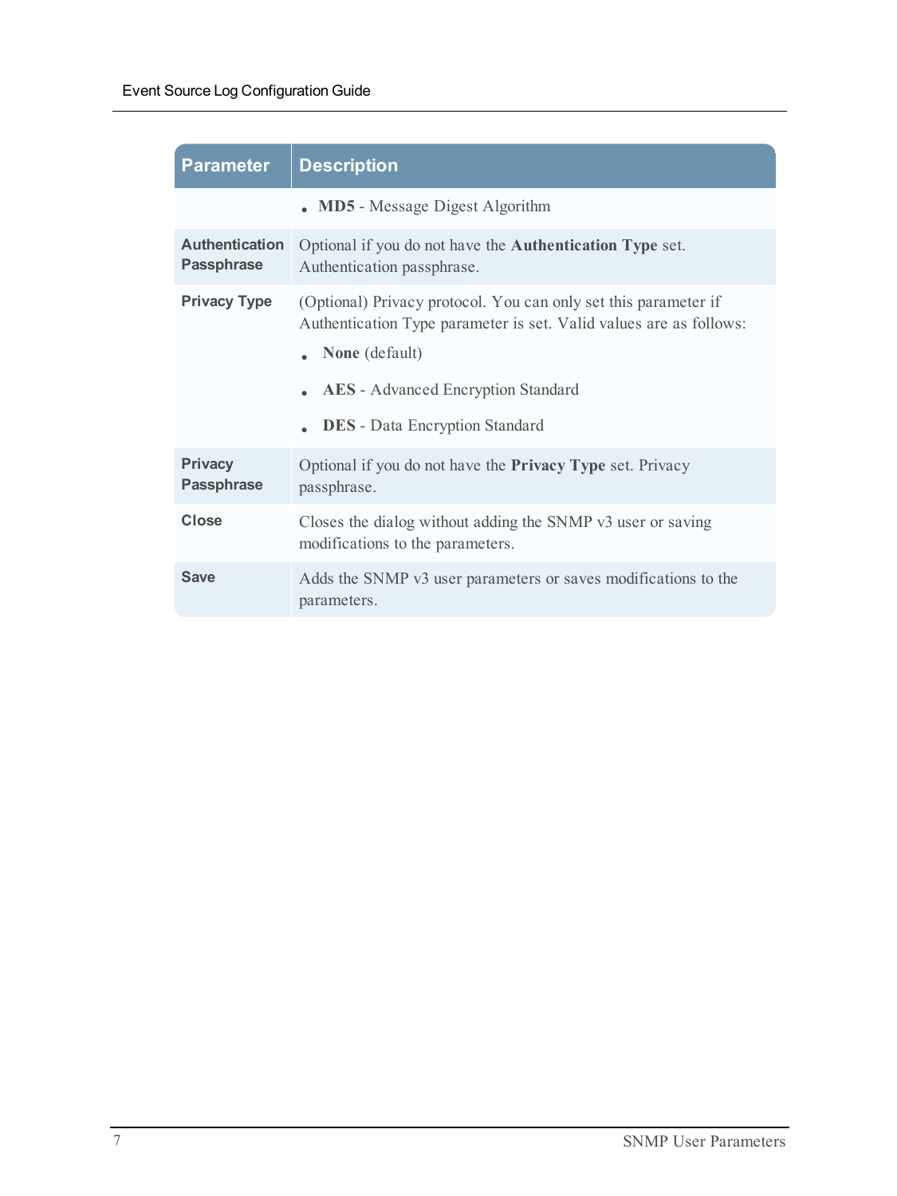| Parameter | Description |
|---|---|
| | • **MD5** - Message Digest Algorithm |
| **Authentication Passphrase** | Optional if you do not have the **Authentication Type** set. Authentication passphrase. |
| **Privacy Type** | (Optional) Privacy protocol. You can only set this parameter if Authentication Type parameter is set. Valid values are as follows: <br>• **None** (default) <br>• **AES** - Advanced Encryption Standard <br>• **DES** - Data Encryption Standard |
| **Privacy Passphrase** | Optional if you do not have the **Privacy Type** set. Privacy passphrase. |
| **Close** | Closes the dialog without adding the SNMP v3 user or saving modifications to the parameters. |
| **Save** | Adds the SNMP v3 user parameters or saves modifications to the parameters. |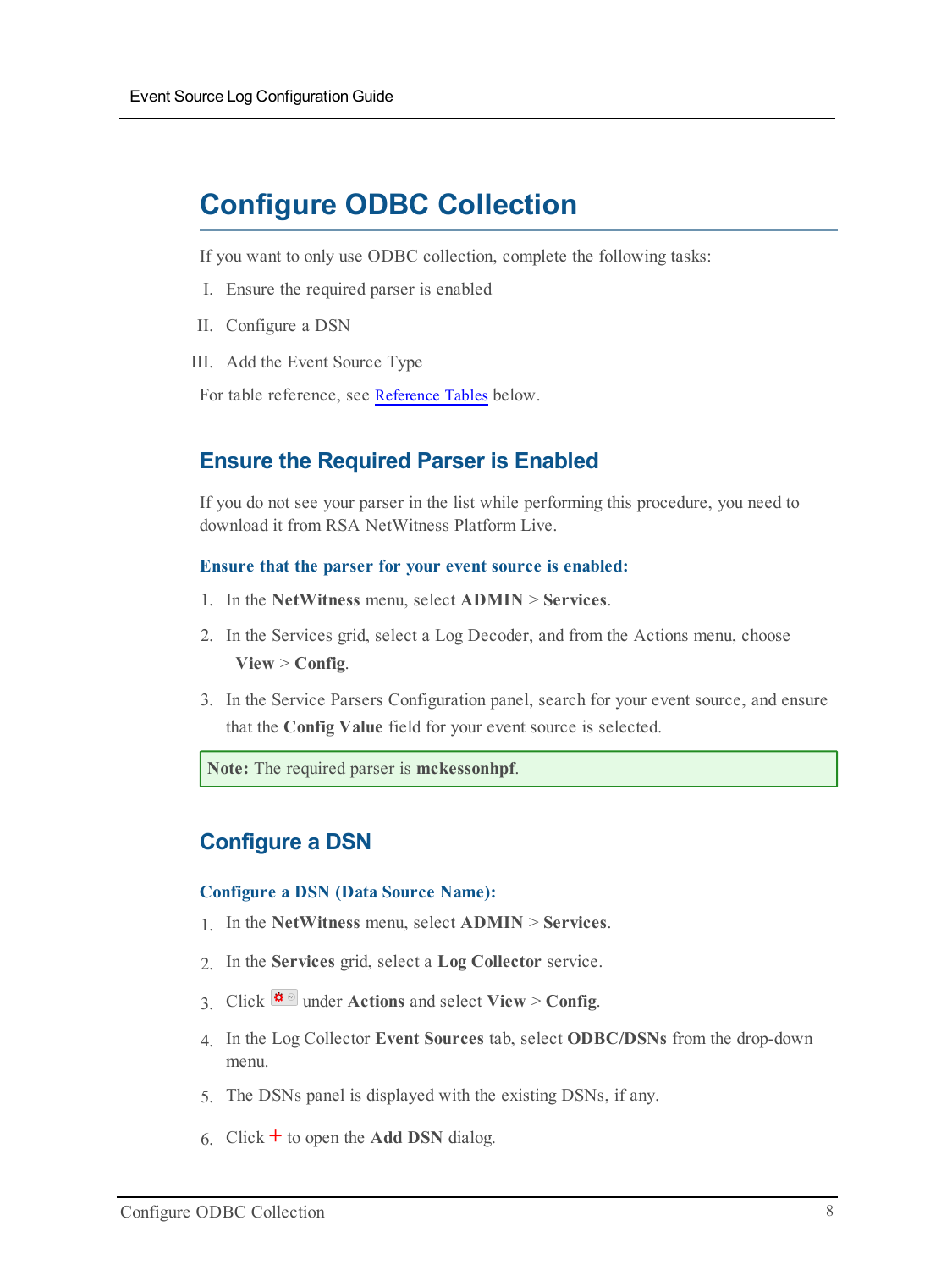# Configure ODBC Collection

If you want to only use ODBC collection, complete the following tasks:

I. Ensure the required parser is enabled

II. Configure a DSN

III. Add the Event Source Type

For table reference, see Reference Tables below.

## Ensure the Required Parser is Enabled

If you do not see your parser in the list while performing this procedure, you need to download it from RSA NetWitness Platform Live.

### Ensure that the parser for your event source is enabled:

1. In the **NetWitness** menu, select **ADMIN** > **Services**.
2. In the Services grid, select a Log Decoder, and from the Actions menu, choose **View** > **Config**.
3. In the Service Parsers Configuration panel, search for your event source, and ensure that the **Config Value** field for your event source is selected.

> **Note:** The required parser is **mckessonhpf**.

## Configure a DSN

### Configure a DSN (Data Source Name):

1. In the **NetWitness** menu, select **ADMIN** > **Services**.
2. In the **Services** grid, select a **Log Collector** service.
3. Click under **Actions** and select **View** > **Config**.
4. In the Log Collector **Event Sources** tab, select **ODBC/DSNs** from the drop-down menu.
5. The DSNs panel is displayed with the existing DSNs, if any.
6. Click + to open the **Add DSN** dialog.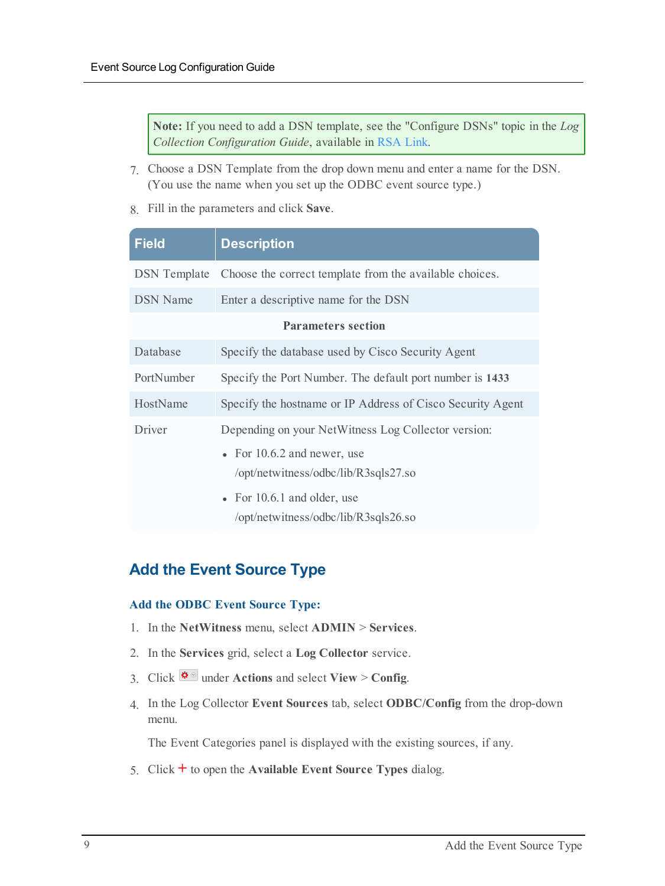> **Note:** If you need to add a DSN template, see the "Configure DSNs" topic in the *Log Collection Configuration Guide*, available in RSA Link.

7. Choose a DSN Template from the drop down menu and enter a name for the DSN. (You use the name when you set up the ODBC event source type.)
8. Fill in the parameters and click **Save**.

| Field | Description |
| --- | --- |
| DSN Template | Choose the correct template from the available choices. |
| DSN Name | Enter a descriptive name for the DSN |
| | **Parameters section** |
| Database | Specify the database used by Cisco Security Agent |
| PortNumber | Specify the Port Number. The default port number is **1433** |
| HostName | Specify the hostname or IP Address of Cisco Security Agent |
| Driver | Depending on your NetWitness Log Collector version:<br>• For 10.6.2 and newer, use /opt/netwitness/odbc/lib/R3sqls27.so<br>• For 10.6.1 and older, use /opt/netwitness/odbc/lib/R3sqls26.so |

## Add the Event Source Type

### Add the ODBC Event Source Type:

1. In the **NetWitness** menu, select **ADMIN** > **Services**.
2. In the **Services** grid, select a **Log Collector** service.
3. Click the actions icon under **Actions** and select **View** > **Config**.
4. In the Log Collector **Event Sources** tab, select **ODBC/Config** from the drop-down menu.

   The Event Categories panel is displayed with the existing sources, if any.
5. Click + to open the **Available Event Source Types** dialog.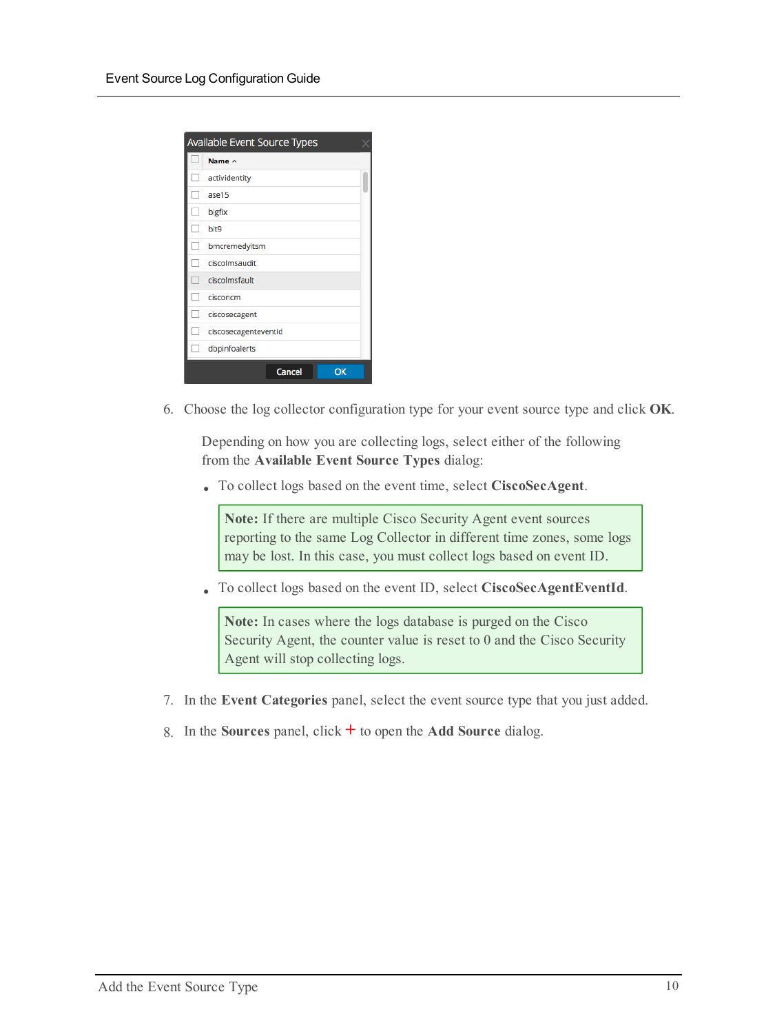6. Choose the log collector configuration type for your event source type and click **OK**.

   Depending on how you are collecting logs, select either of the following from the **Available Event Source Types** dialog:

   - To collect logs based on the event time, select **CiscoSecAgent**.

     > **Note:** If there are multiple Cisco Security Agent event sources reporting to the same Log Collector in different time zones, some logs may be lost. In this case, you must collect logs based on event ID.

   - To collect logs based on the event ID, select **CiscoSecAgentEventId**.

     > **Note:** In cases where the logs database is purged on the Cisco Security Agent, the counter value is reset to 0 and the Cisco Security Agent will stop collecting logs.

7. In the **Event Categories** panel, select the event source type that you just added.

8. In the **Sources** panel, click + to open the **Add Source** dialog.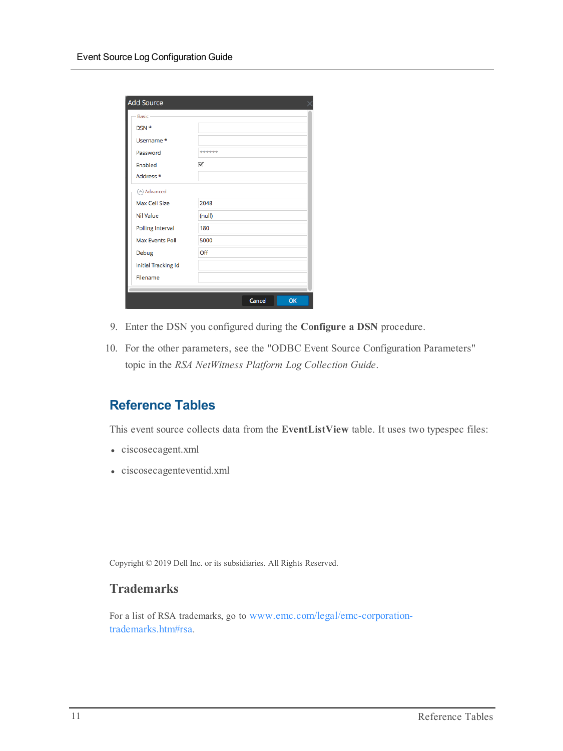9. Enter the DSN you configured during the **Configure a DSN** procedure.
10. For the other parameters, see the "ODBC Event Source Configuration Parameters" topic in the *RSA NetWitness Platform Log Collection Guide*.

## Reference Tables

This event source collects data from the **EventListView** table. It uses two typespec files:

- ciscosecagent.xml
- ciscosecagenteventid.xml

Copyright © 2019 Dell Inc. or its subsidiaries. All Rights Reserved.

## Trademarks

For a list of RSA trademarks, go to www.emc.com/legal/emc-corporation-trademarks.htm#rsa.